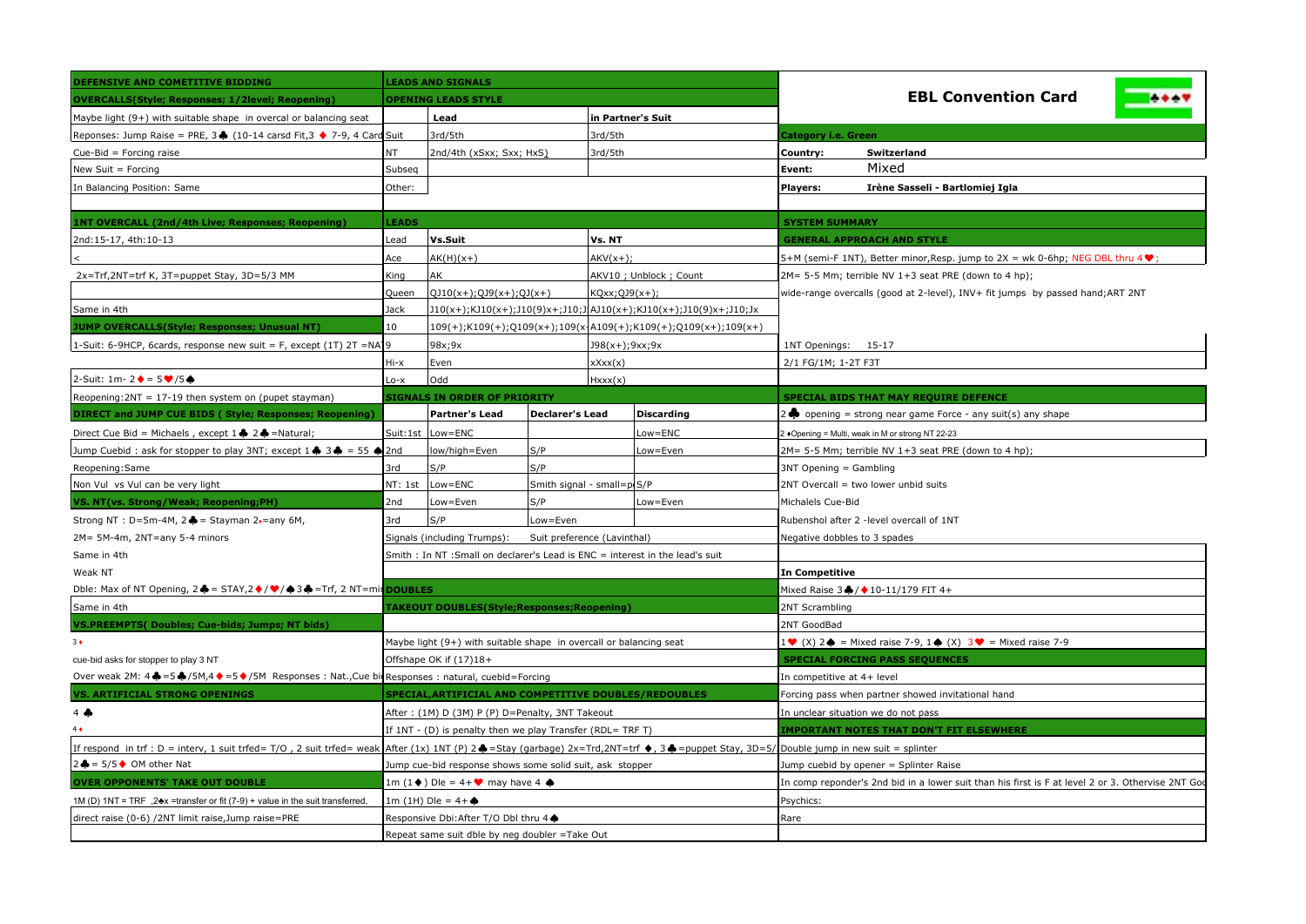## DEFENSIVE AND COMETITIVE BIDDING

### OVERCALLS(Style; Responses; 1/2level; Reopening)

Maybe light (9+) with suitable shape in overcal or balancing seat

Reponses: Jump Raise = PRE, 3♣ (10-14 carsd Fit,3 ♦ 7-9, 4 Card

Cue-Bid = Forcing raise

New Suit = Forcing

In Balancing Position: Same

### 1NT OVERCALL (2nd/4th Live; Responses; Reopening)

2nd:15-17, 4th:10-13

<

2x=Trf,2NT=trf K, 3T=puppet Stay, 3D=5/3 MM

Same in 4th

### JUMP OVERCALLS(Style; Responses; Unusual NT)

1-Suit: 6-9HCP, 6cards, response new suit = F, except (1T) 2T =NA

2-Suit: 1m- 2♦ = 5♥/5♠

Reopening:2NT = 17-19 then system on (pupet stayman)

### DIRECT and JUMP CUE BIDS ( Style; Responses; Reopening)

Direct Cue Bid = Michaels , except 1♣ 2♣ =Natural;

Jump Cuebid : ask for stopper to play 3NT; except 1♣ 3♣ = 55 ♠

Reopening:Same

Non Vul vs Vul can be very light

### VS. NT(vs. Strong/Weak; Reopening;PH)

Strong NT : D=5m-4M, 2♣ = Stayman 2♦=any 6M,

2M= 5M-4m, 2NT=any 5-4 minors

Same in 4th

Weak NT

Dble: Max of NT Opening, 2♣ = STAY,2♦/♥/♠3♣ =Trf, 2 NT=mi

Same in 4th

### VS.PREEMPTS( Doubles; Cue-bids; Jumps; NT bids)

3♦

cue-bid asks for stopper to play 3 NT

Over weak 2M: 4♣ =5♣/5M,4♦ =5♦/5M Responses : Nat.,Cue bi

### VS. ARTIFICIAL STRONG OPENINGS

4 ♣

4♦

If respond in trf : D = interv, 1 suit trfed= T/O , 2 suit trfed= weak

2♣ = 5/5♦ OM other Nat

### OVER OPPONENTS' TAKE OUT DOUBLE

1M (D) 1NT = TRF ,2♣x =transfer or fit (7-9) + value in the suit transferred,

direct raise (0-6) /2NT limit raise,Jump raise=PRE

## LEADS AND SIGNALS

### OPENING LEADS STYLE

| | Lead | in Partner's Suit |
|---|---|---|
| Suit | 3rd/5th | 3rd/5th |
| NT | 2nd/4th (xSxx; Sxx; HxS) | 3rd/5th |
| Subseq | | |
| Other: | | |

### LEADS

| Lead | Vs.Suit | Vs. NT |
|---|---|---|
| Ace | AK(H)(x+) | AKV(x+); |
| King | AK | AKV10 ; Unblock ; Count |
| Queen | QJ10(x+);QJ9(x+);QJ(x+) | KQxx;QJ9(x+); |
| Jack | J10(x+);KJ10(x+);J10(9)x+;J10;J | AJ10(x+);KJ10(x+);J10(9)x+;J10;Jx |
| 10 | 109(+);K109(+);Q109(x+);109(x | A109(+);K109(+);Q109(x+);109(x+) |
| 9 | 98x;9x | J98(x+);9xx;9x |
| Hi-x | Even | xXxx(x) |
| Lo-x | Odd | Hxxx(x) |

### SIGNALS IN ORDER OF PRIORITY

| | | Partner's Lead | Declarer's Lead | Discarding |
|---|---|---|---|---|
| Suit: | 1st | Low=ENC | | Low=ENC |
| | 2nd | low/high=Even | S/P | Low=Even |
| | 3rd | S/P | S/P | |
| NT: | 1st | Low=ENC | Smith signal - small=p | S/P |
| | 2nd | Low=Even | S/P | Low=Even |
| | 3rd | S/P | Low=Even | |

Signals (including Trumps): Suit preference (Lavinthal)

Smith : In NT :Small on declarer's Lead is ENC = interest in the lead's suit

## DOUBLES

### TAKEOUT DOUBLES(Style;Responses;Reopening)

Maybe light (9+) with suitable shape in overcall or balancing seat

Offshape OK if (17)18+

Responses : natural, cuebid=Forcing

### SPECIAL,ARTIFICIAL AND COMPETITIVE DOUBLES/REDOUBLES

After : (1M) D (3M) P (P) D=Penalty, 3NT Takeout

If 1NT - (D) is penalty then we play Transfer (RDL= TRF T)

After (1x) 1NT (P) 2♣=Stay (garbage) 2x=Trd,2NT=trf ♦, 3♣=puppet Stay, 3D=5/

Jump cue-bid response shows some solid suit, ask stopper

1m (1♦) Dle = 4+♥ may have 4 ♠

1m (1H) Dle = 4+♠

Responsive Dbi:After T/O Dbl thru 4♠

Repeat same suit dble by neg doubler =Take Out

## EBL Convention Card

**Category i.e. Green**

| | |
|---|---|
| Country: | Switzerland |
| Event: | Mixed |
| Players: | Irène Sasseli - Bartlomiej Igla |

### SYSTEM SUMMARY

#### GENERAL APPROACH AND STYLE

5+M (semi-F 1NT), Better minor,Resp. jump to 2X = wk 0-6hp; NEG DBL thru 4♥;

2M= 5-5 Mm; terrible NV 1+3 seat PRE (down to 4 hp);

wide-range overcalls (good at 2-level), INV+ fit jumps by passed hand;ART 2NT

1NT Openings: 15-17

2/1 FG/1M; 1-2T F3T

#### SPECIAL BIDS THAT MAY REQUIRE DEFENCE

2♣ opening = strong near game Force - any suit(s) any shape

2♦Opening = Multi, weak in M or strong NT 22-23

2M= 5-5 Mm; terrible NV 1+3 seat PRE (down to 4 hp);

3NT Opening = Gambling

2NT Overcall = two lower unbid suits

Michalels Cue-Bid

Rubenshol after 2 -level overcall of 1NT

Negative dobbles to 3 spades

**In Competitive**

Mixed Raise 3♣/♦10-11/179 FIT 4+

2NT Scrambling

2NT GoodBad

1♥ (X) 2♠ = Mixed raise 7-9, 1♠ (X) 3♥ = Mixed raise 7-9

#### SPECIAL FORCING PASS SEQUENCES

In competitive at 4+ level

Forcing pass when partner showed invitational hand

In unclear situation we do not pass

#### IMPORTANT NOTES THAT DON'T FIT ELSEWHERE

Double jump in new suit = splinter

Jump cuebid by opener = Splinter Raise

In comp reponder's 2nd bid in a lower suit than his first is F at level 2 or 3. Otherwise 2NT Goo

Psychics:

Rare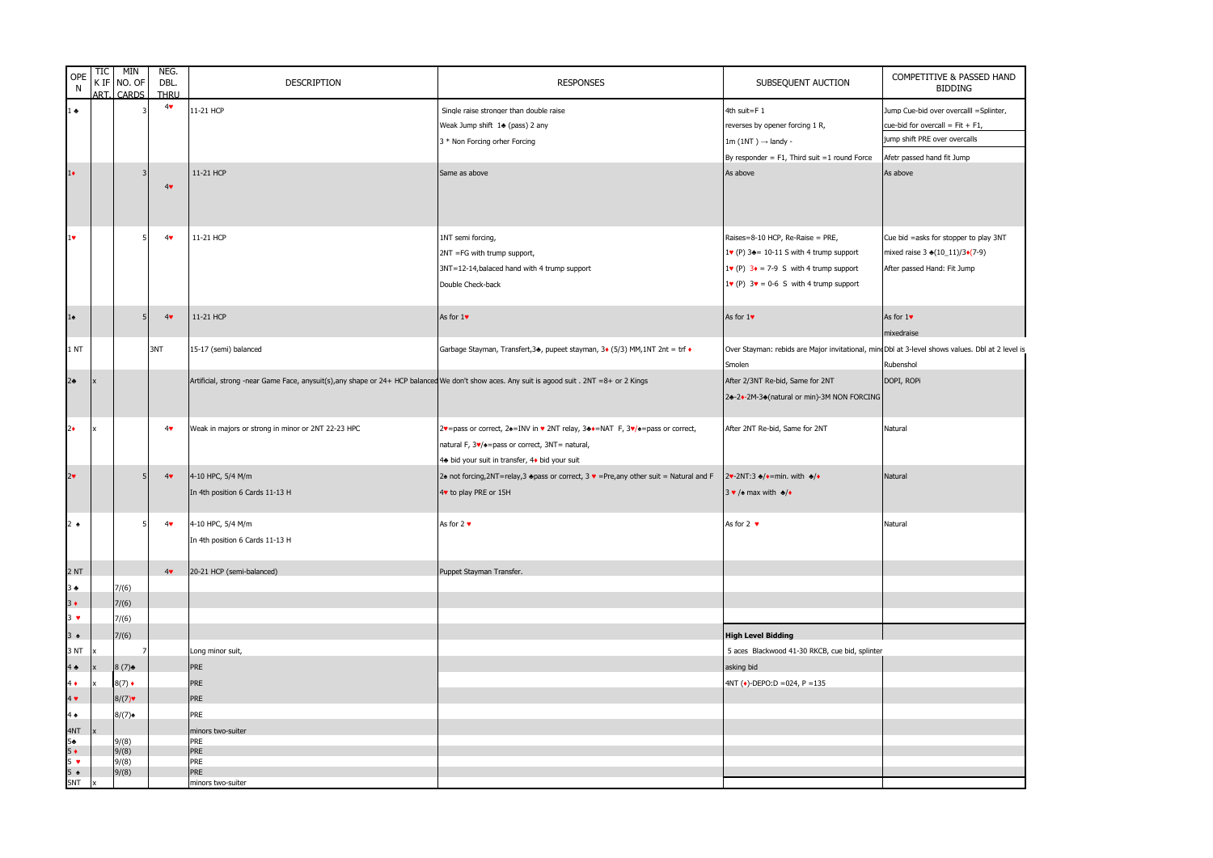| OPEN | TICK IF ART. | MIN NO. OF CARDS | NEG. DBL. THRU | DESCRIPTION | RESPONSES | SUBSEQUENT AUCTION | COMPETITIVE & PASSED HAND BIDDING |
|---|---|---|---|---|---|---|---|
| 1 ♣ | | 3 | 4♥ | 11-21 HCP | Single raise stronger than double raise<br>Weak Jump shift 1♣ (pass) 2 any<br>3 * Non Forcing orher Forcing | 4th suit=F 1<br>reverses by opener forcing 1 R,<br>1m (1NT ) → landy -<br>By responder = F1, Third suit =1 round Force | Jump Cue-bid over overcalll =Splinter,<br>cue-bid for overcall = Fit + F1,<br>jump shift PRE over overcalls<br>Afetr passed hand fit Jump |
| 1♦ | | 3 | 4♥ | 11-21 HCP | Same as above | As above | As above |
| 1♥ | | 5 | 4♥ | 11-21 HCP | 1NT semi forcing,<br>2NT =FG with trump support,<br>3NT=12-14,balaced hand with 4 trump support<br>Double Check-back | Raises=8-10 HCP, Re-Raise = PRE,<br>1♥ (P) 3♣= 10-11 S with 4 trump support<br>1♥ (P) 3♦ = 7-9 S with 4 trump support<br>1♥ (P) 3♥ = 0-6 S with 4 trump support | Cue bid =asks for stopper to play 3NT<br>mixed raise 3 ♣(10_11)/3♦(7-9)<br>After passed Hand: Fit Jump |
| 1♠ | | 5 | 4♥ | 11-21 HCP | As for 1♥ | As for 1♥ | As for 1♥<br>mixedraise |
| 1 NT | | | 3NT | 15-17 (semi) balanced | Garbage Stayman, Transfert,3♣, pupeet stayman, 3♦ (5/3) MM,1NT 2nt = trf ♦ | Over Stayman: rebids are Major invitational, mino<br>Smolen | Dbl at 3-level shows values. Dbl at 2 level is<br>Rubenshol |
| 2♣ | x | | | Artificial, strong -near Game Face, anysuit(s),any shape or 24+ HCP balanced | We don't show aces. Any suit is agood suit . 2NT =8+ or 2 Kings | After 2/3NT Re-bid, Same for 2NT<br>2♣-2♦-2M-3♣(natural or min)-3M NON FORCING | DOPI, ROPi |
| 2♦ | x | | 4♥ | Weak in majors or strong in minor or 2NT 22-23 HPC | 2♥=pass or correct, 2♠=INV in ♥ 2NT relay, 3♣♦=NAT F, 3♥/♠=pass or correct,<br>natural F, 3♥/♠=pass or correct, 3NT= natural,<br>4♣ bid your suit in transfer, 4♦ bid your suit | After 2NT Re-bid, Same for 2NT | Natural |
| 2♥ | | 5 | 4♥ | 4-10 HPC, 5/4 M/m<br>In 4th position 6 Cards 11-13 H | 2♠ not forcing,2NT=relay,3 ♣pass or correct, 3 ♥ =Pre,any other suit = Natural and F<br>4♥ to play PRE or 15H | 2♥-2NT:3 ♣/♦=min. with ♣/♦<br>3 ♥ /♠ max with ♣/♦ | Natural |
| 2 ♠ | | 5 | 4♥ | 4-10 HPC, 5/4 M/m<br>In 4th position 6 Cards 11-13 H | As for 2 ♥ | As for 2 ♥ | Natural |
| 2 NT | | | 4♥ | 20-21 HCP (semi-balanced) | Puppet Stayman Transfer. | | |
| 3 ♣ | | 7/(6) | | | | | |
| 3 ♦ | | 7/(6) | | | | | |
| 3 ♥ | | 7/(6) | | | | | |
| 3 ♠ | | 7/(6) | | | | **High Level Bidding** | |
| 3 NT | x | 7 | | Long minor suit, | | 5 aces Blackwood 41-30 RKCB, cue bid, splinter | |
| 4 ♣ | x | 8 (7)♣ | | PRE | | asking bid | |
| 4 ♦ | x | 8(7) ♦ | | PRE | | 4NT (♦)-DEPO:D =024, P =135 | |
| 4 ♥ | | 8/(7)♥ | | PRE | | | |
| 4 ♠ | | 8/(7)♠ | | PRE | | | |
| 4NT | x | | | minors two-suiter | | | |
| 5♣ | | 9/(8) | | PRE | | | |
| 5 ♦ | | 9/(8) | | PRE | | | |
| 5 ♥ | | 9/(8) | | PRE | | | |
| 5 ♠ | | 9/(8) | | PRE | | | |
| 5NT | x | | | minors two-suiter | | | |